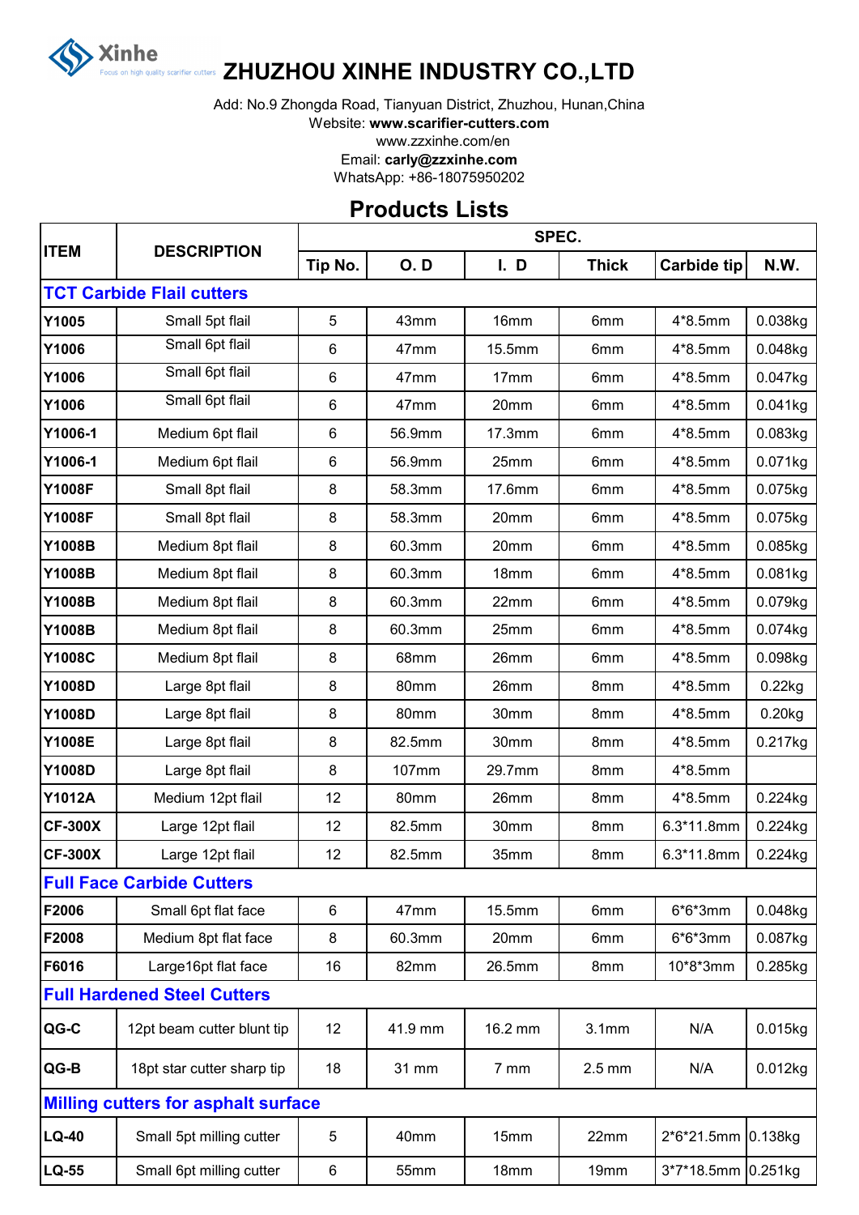Xinhe

Focus on high quality scarifier cutters

# ZHUZHOU XINHE INDUSTRY CO.,LTD

Add: No.9 Zhongda Road, Tianyuan District, Zhuzhou, Hunan,China
Website: **www.scarifier-cutters.com**
www.zzxinhe.com/en
Email: **carly@zzxinhe.com**
WhatsApp: +86-18075950202

## Products Lists

| ITEM | DESCRIPTION | SPEC. | | | | | |
|---|---|---|---|---|---|---|---|
| | | Tip No. | O. D | I. D | Thick | Carbide tip | N.W. |
| **TCT Carbide Flail cutters** | | | | | | | |
| Y1005 | Small 5pt flail | 5 | 43mm | 16mm | 6mm | 4*8.5mm | 0.038kg |
| Y1006 | Small 6pt flail | 6 | 47mm | 15.5mm | 6mm | 4*8.5mm | 0.048kg |
| Y1006 | Small 6pt flail | 6 | 47mm | 17mm | 6mm | 4*8.5mm | 0.047kg |
| Y1006 | Small 6pt flail | 6 | 47mm | 20mm | 6mm | 4*8.5mm | 0.041kg |
| Y1006-1 | Medium 6pt flail | 6 | 56.9mm | 17.3mm | 6mm | 4*8.5mm | 0.083kg |
| Y1006-1 | Medium 6pt flail | 6 | 56.9mm | 25mm | 6mm | 4*8.5mm | 0.071kg |
| Y1008F | Small 8pt flail | 8 | 58.3mm | 17.6mm | 6mm | 4*8.5mm | 0.075kg |
| Y1008F | Small 8pt flail | 8 | 58.3mm | 20mm | 6mm | 4*8.5mm | 0.075kg |
| Y1008B | Medium 8pt flail | 8 | 60.3mm | 20mm | 6mm | 4*8.5mm | 0.085kg |
| Y1008B | Medium 8pt flail | 8 | 60.3mm | 18mm | 6mm | 4*8.5mm | 0.081kg |
| Y1008B | Medium 8pt flail | 8 | 60.3mm | 22mm | 6mm | 4*8.5mm | 0.079kg |
| Y1008B | Medium 8pt flail | 8 | 60.3mm | 25mm | 6mm | 4*8.5mm | 0.074kg |
| Y1008C | Medium 8pt flail | 8 | 68mm | 26mm | 6mm | 4*8.5mm | 0.098kg |
| Y1008D | Large 8pt flail | 8 | 80mm | 26mm | 8mm | 4*8.5mm | 0.22kg |
| Y1008D | Large 8pt flail | 8 | 80mm | 30mm | 8mm | 4*8.5mm | 0.20kg |
| Y1008E | Large 8pt flail | 8 | 82.5mm | 30mm | 8mm | 4*8.5mm | 0.217kg |
| Y1008D | Large 8pt flail | 8 | 107mm | 29.7mm | 8mm | 4*8.5mm | |
| Y1012A | Medium 12pt flail | 12 | 80mm | 26mm | 8mm | 4*8.5mm | 0.224kg |
| CF-300X | Large 12pt flail | 12 | 82.5mm | 30mm | 8mm | 6.3*11.8mm | 0.224kg |
| CF-300X | Large 12pt flail | 12 | 82.5mm | 35mm | 8mm | 6.3*11.8mm | 0.224kg |
| **Full Face Carbide Cutters** | | | | | | | |
| F2006 | Small 6pt flat face | 6 | 47mm | 15.5mm | 6mm | 6*6*3mm | 0.048kg |
| F2008 | Medium 8pt flat face | 8 | 60.3mm | 20mm | 6mm | 6*6*3mm | 0.087kg |
| F6016 | Large16pt flat face | 16 | 82mm | 26.5mm | 8mm | 10*8*3mm | 0.285kg |
| **Full Hardened Steel Cutters** | | | | | | | |
| QG-C | 12pt beam cutter blunt tip | 12 | 41.9 mm | 16.2 mm | 3.1mm | N/A | 0.015kg |
| QG-B | 18pt star cutter sharp tip | 18 | 31 mm | 7 mm | 2.5 mm | N/A | 0.012kg |
| **Milling cutters for asphalt surface** | | | | | | | |
| LQ-40 | Small 5pt milling cutter | 5 | 40mm | 15mm | 22mm | 2*6*21.5mm | 0.138kg |
| LQ-55 | Small 6pt milling cutter | 6 | 55mm | 18mm | 19mm | 3*7*18.5mm | 0.251kg |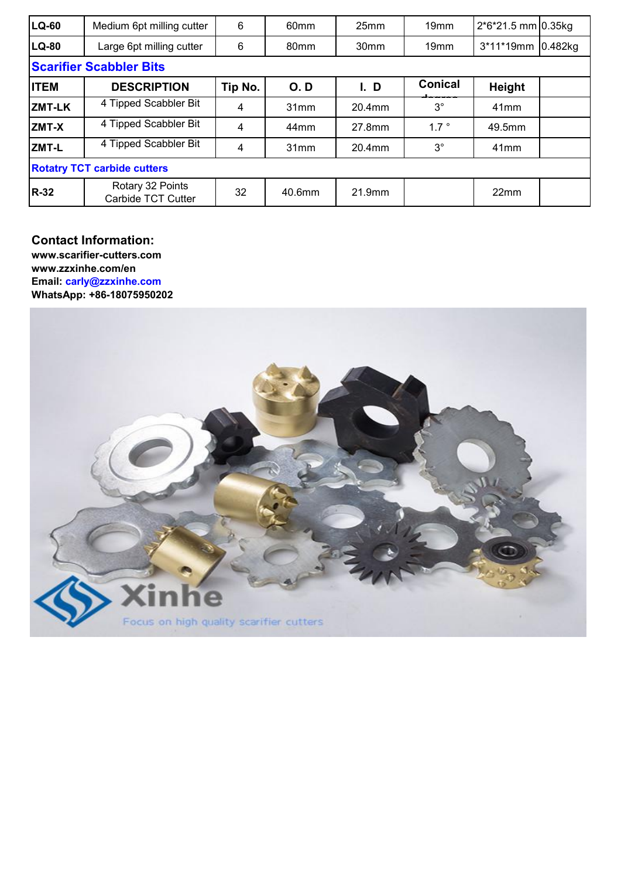| | | | | | | | |
|---|---|---|---|---|---|---|---|
| LQ-60 | Medium 6pt milling cutter | 6 | 60mm | 25mm | 19mm | 2*6*21.5 mm | 0.35kg |
| LQ-80 | Large 6pt milling cutter | 6 | 80mm | 30mm | 19mm | 3*11*19mm | 0.482kg |
| **Scarifier Scabbler Bits** | | | | | | | |
| **ITEM** | **DESCRIPTION** | **Tip No.** | **O. D** | **I. D** | **Conical degree** | **Height** | |
| ZMT-LK | 4 Tipped Scabbler Bit | 4 | 31mm | 20.4mm | 3° | 41mm | |
| ZMT-X | 4 Tipped Scabbler Bit | 4 | 44mm | 27.8mm | 1.7 ° | 49.5mm | |
| ZMT-L | 4 Tipped Scabbler Bit | 4 | 31mm | 20.4mm | 3° | 41mm | |
| **Rotatry TCT carbide cutters** | | | | | | | |
| R-32 | Rotary 32 Points Carbide TCT Cutter | 32 | 40.6mm | 21.9mm | | 22mm | |

**Contact Information:**

**www.scarifier-cutters.com**

**www.zzxinhe.com/en**

**Email: carly@zzxinhe.com**

**WhatsApp: +86-18075950202**